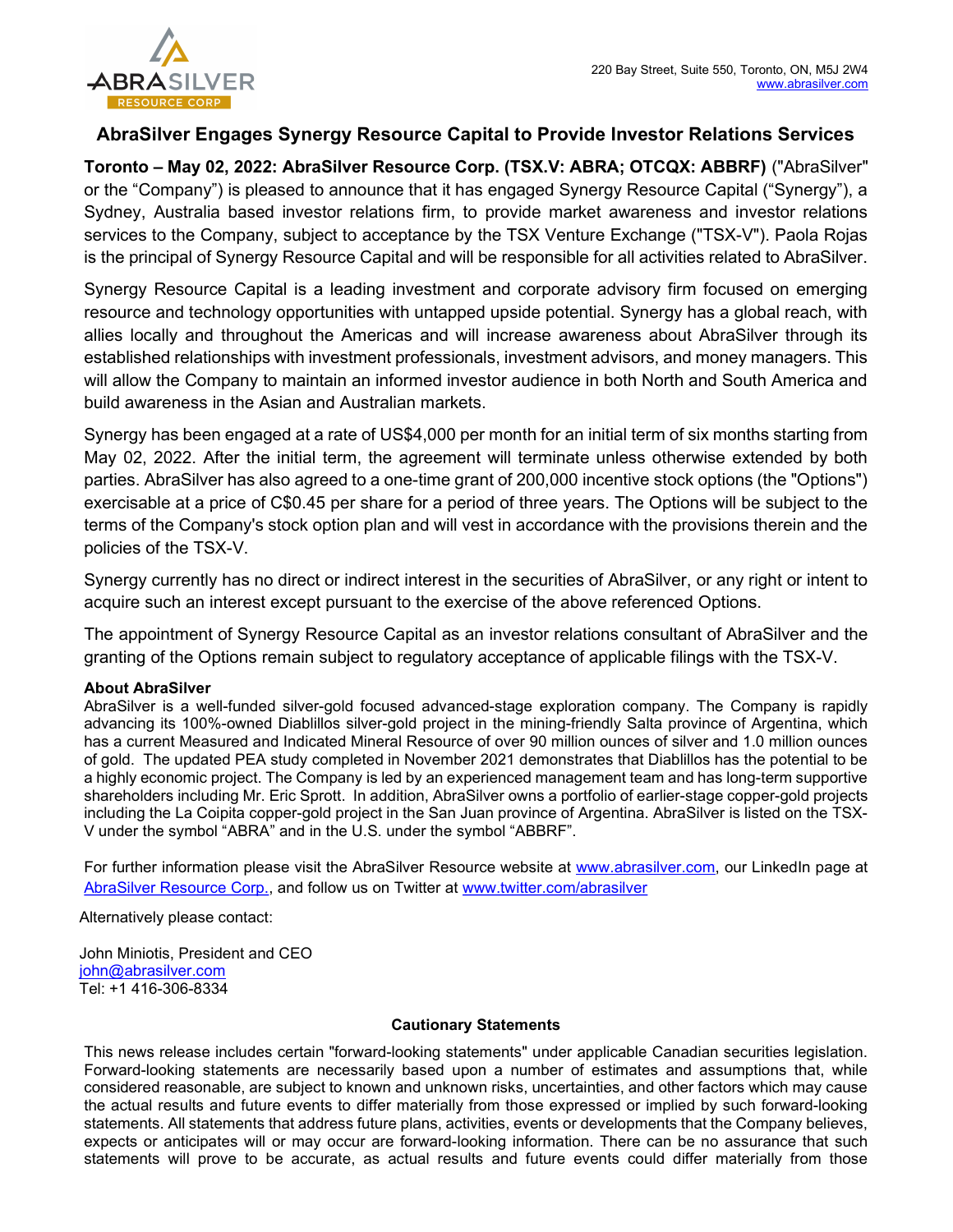220 Bay Street, Suite 550, Toronto, ON, M5J 2W4
www.abrasilver.com

# AbraSilver Engages Synergy Resource Capital to Provide Investor Relations Services

**Toronto – May 02, 2022: AbraSilver Resource Corp. (TSX.V: ABRA; OTCQX: ABBRF)** ("AbraSilver" or the "Company") is pleased to announce that it has engaged Synergy Resource Capital ("Synergy"), a Sydney, Australia based investor relations firm, to provide market awareness and investor relations services to the Company, subject to acceptance by the TSX Venture Exchange ("TSX-V"). Paola Rojas is the principal of Synergy Resource Capital and will be responsible for all activities related to AbraSilver.

Synergy Resource Capital is a leading investment and corporate advisory firm focused on emerging resource and technology opportunities with untapped upside potential. Synergy has a global reach, with allies locally and throughout the Americas and will increase awareness about AbraSilver through its established relationships with investment professionals, investment advisors, and money managers. This will allow the Company to maintain an informed investor audience in both North and South America and build awareness in the Asian and Australian markets.

Synergy has been engaged at a rate of US$4,000 per month for an initial term of six months starting from May 02, 2022. After the initial term, the agreement will terminate unless otherwise extended by both parties. AbraSilver has also agreed to a one-time grant of 200,000 incentive stock options (the "Options") exercisable at a price of C$0.45 per share for a period of three years. The Options will be subject to the terms of the Company's stock option plan and will vest in accordance with the provisions therein and the policies of the TSX-V.

Synergy currently has no direct or indirect interest in the securities of AbraSilver, or any right or intent to acquire such an interest except pursuant to the exercise of the above referenced Options.

The appointment of Synergy Resource Capital as an investor relations consultant of AbraSilver and the granting of the Options remain subject to regulatory acceptance of applicable filings with the TSX-V.

**About AbraSilver**

AbraSilver is a well-funded silver-gold focused advanced-stage exploration company. The Company is rapidly advancing its 100%-owned Diablillos silver-gold project in the mining-friendly Salta province of Argentina, which has a current Measured and Indicated Mineral Resource of over 90 million ounces of silver and 1.0 million ounces of gold. The updated PEA study completed in November 2021 demonstrates that Diablillos has the potential to be a highly economic project. The Company is led by an experienced management team and has long-term supportive shareholders including Mr. Eric Sprott. In addition, AbraSilver owns a portfolio of earlier-stage copper-gold projects including the La Coipita copper-gold project in the San Juan province of Argentina. AbraSilver is listed on the TSX-V under the symbol "ABRA" and in the U.S. under the symbol "ABBRF".

For further information please visit the AbraSilver Resource website at www.abrasilver.com, our LinkedIn page at AbraSilver Resource Corp., and follow us on Twitter at www.twitter.com/abrasilver

Alternatively please contact:

John Miniotis, President and CEO
john@abrasilver.com
Tel: +1 416-306-8334

**Cautionary Statements**

This news release includes certain "forward-looking statements" under applicable Canadian securities legislation. Forward-looking statements are necessarily based upon a number of estimates and assumptions that, while considered reasonable, are subject to known and unknown risks, uncertainties, and other factors which may cause the actual results and future events to differ materially from those expressed or implied by such forward-looking statements. All statements that address future plans, activities, events or developments that the Company believes, expects or anticipates will or may occur are forward-looking information. There can be no assurance that such statements will prove to be accurate, as actual results and future events could differ materially from those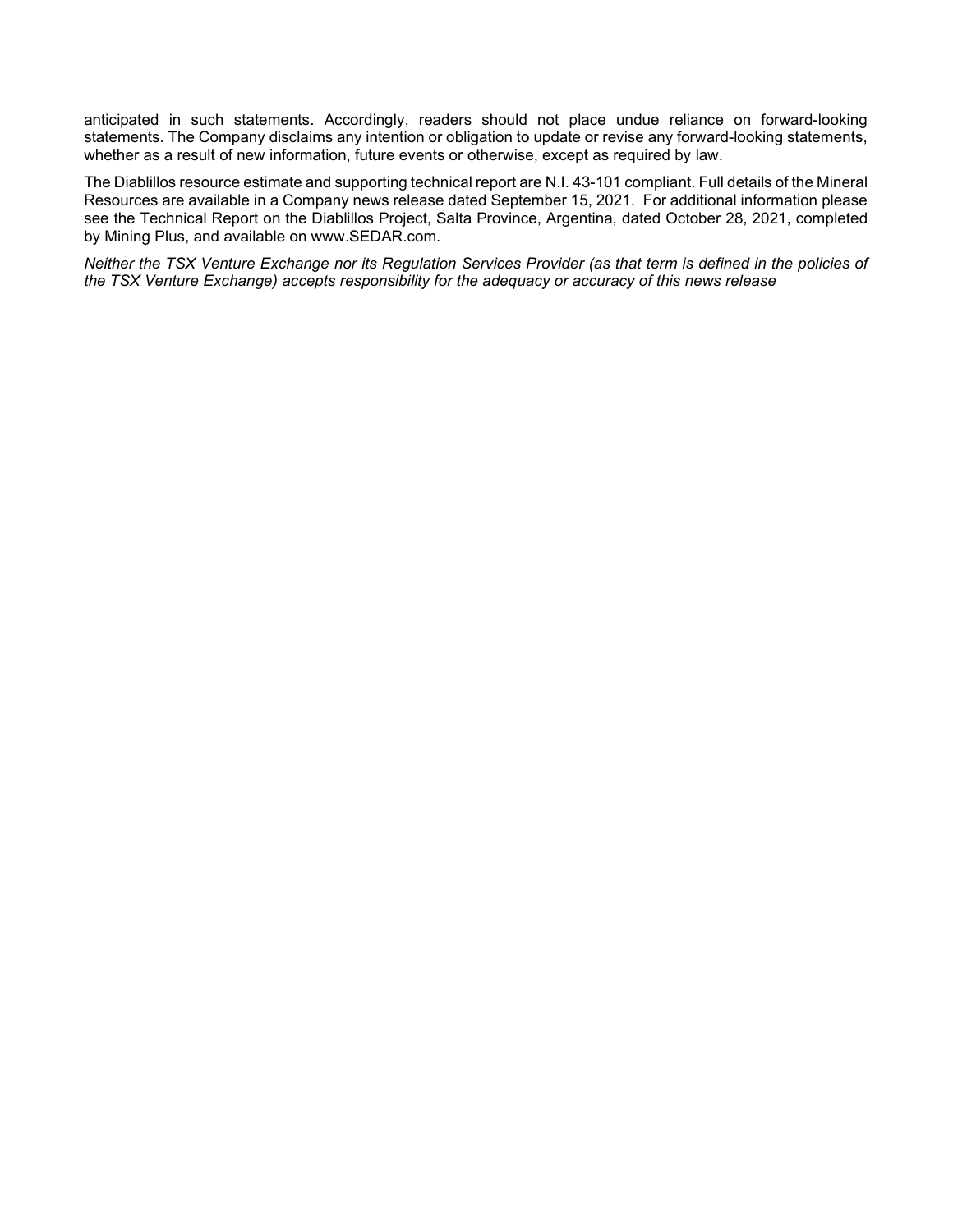anticipated in such statements. Accordingly, readers should not place undue reliance on forward-looking statements. The Company disclaims any intention or obligation to update or revise any forward-looking statements, whether as a result of new information, future events or otherwise, except as required by law.

The Diablillos resource estimate and supporting technical report are N.I. 43-101 compliant. Full details of the Mineral Resources are available in a Company news release dated September 15, 2021. For additional information please see the Technical Report on the Diablillos Project, Salta Province, Argentina, dated October 28, 2021, completed by Mining Plus, and available on www.SEDAR.com.

*Neither the TSX Venture Exchange nor its Regulation Services Provider (as that term is defined in the policies of the TSX Venture Exchange) accepts responsibility for the adequacy or accuracy of this news release*